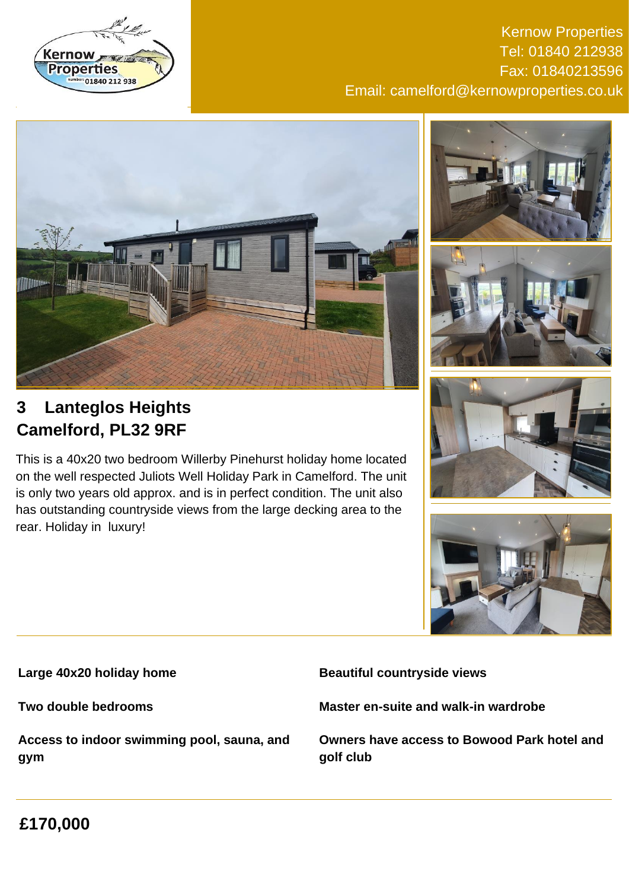Kernow Properties
Tel: 01840 212938
Fax: 01840213596
Email: camelford@kernowproperties.co.uk

## 3 Lanteglos Heights
## Camelford, PL32 9RF

This is a 40x20 two bedroom Willerby Pinehurst holiday home located on the well respected Juliots Well Holiday Park in Camelford. The unit is only two years old approx. and is in perfect condition. The unit also has outstanding countryside views from the large decking area to the rear. Holiday in luxury!

**Large 40x20 holiday home**

**Beautiful countryside views**

**Two double bedrooms**

**Master en-suite and walk-in wardrobe**

**Access to indoor swimming pool, sauna, and gym**

**Owners have access to Bowood Park hotel and golf club**

## £170,000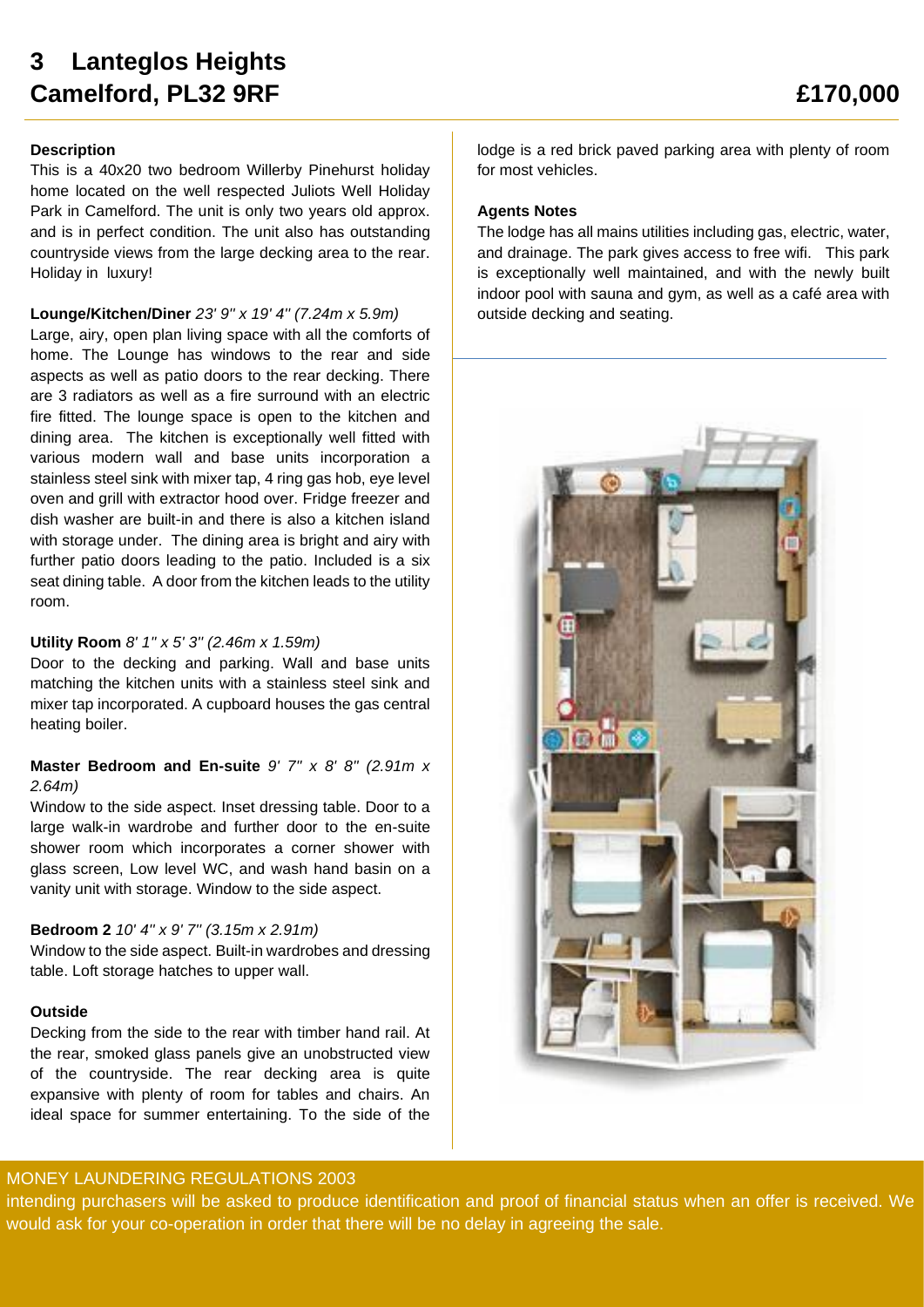# 3 Lanteglos Heights
# Camelford, PL32 9RF

**£170,000**

**Description**

This is a 40x20 two bedroom Willerby Pinehurst holiday home located on the well respected Juliots Well Holiday Park in Camelford. The unit is only two years old approx. and is in perfect condition. The unit also has outstanding countryside views from the large decking area to the rear. Holiday in luxury!

**Lounge/Kitchen/Diner** *23' 9" x 19' 4" (7.24m x 5.9m)*

Large, airy, open plan living space with all the comforts of home. The Lounge has windows to the rear and side aspects as well as patio doors to the rear decking. There are 3 radiators as well as a fire surround with an electric fire fitted. The lounge space is open to the kitchen and dining area. The kitchen is exceptionally well fitted with various modern wall and base units incorporation a stainless steel sink with mixer tap, 4 ring gas hob, eye level oven and grill with extractor hood over. Fridge freezer and dish washer are built-in and there is also a kitchen island with storage under. The dining area is bright and airy with further patio doors leading to the patio. Included is a six seat dining table. A door from the kitchen leads to the utility room.

**Utility Room** *8' 1" x 5' 3" (2.46m x 1.59m)*

Door to the decking and parking. Wall and base units matching the kitchen units with a stainless steel sink and mixer tap incorporated. A cupboard houses the gas central heating boiler.

**Master Bedroom and En-suite** *9' 7" x 8' 8" (2.91m x 2.64m)*

Window to the side aspect. Inset dressing table. Door to a large walk-in wardrobe and further door to the en-suite shower room which incorporates a corner shower with glass screen, Low level WC, and wash hand basin on a vanity unit with storage. Window to the side aspect.

**Bedroom 2** *10' 4" x 9' 7" (3.15m x 2.91m)*

Window to the side aspect. Built-in wardrobes and dressing table. Loft storage hatches to upper wall.

**Outside**

Decking from the side to the rear with timber hand rail. At the rear, smoked glass panels give an unobstructed view of the countryside. The rear decking area is quite expansive with plenty of room for tables and chairs. An ideal space for summer entertaining. To the side of the lodge is a red brick paved parking area with plenty of room for most vehicles.

**Agents Notes**

The lodge has all mains utilities including gas, electric, water, and drainage. The park gives access to free wifi. This park is exceptionally well maintained, and with the newly built indoor pool with sauna and gym, as well as a café area with outside decking and seating.

MONEY LAUNDERING REGULATIONS 2003
intending purchasers will be asked to produce identification and proof of financial status when an offer is received. We would ask for your co-operation in order that there will be no delay in agreeing the sale.